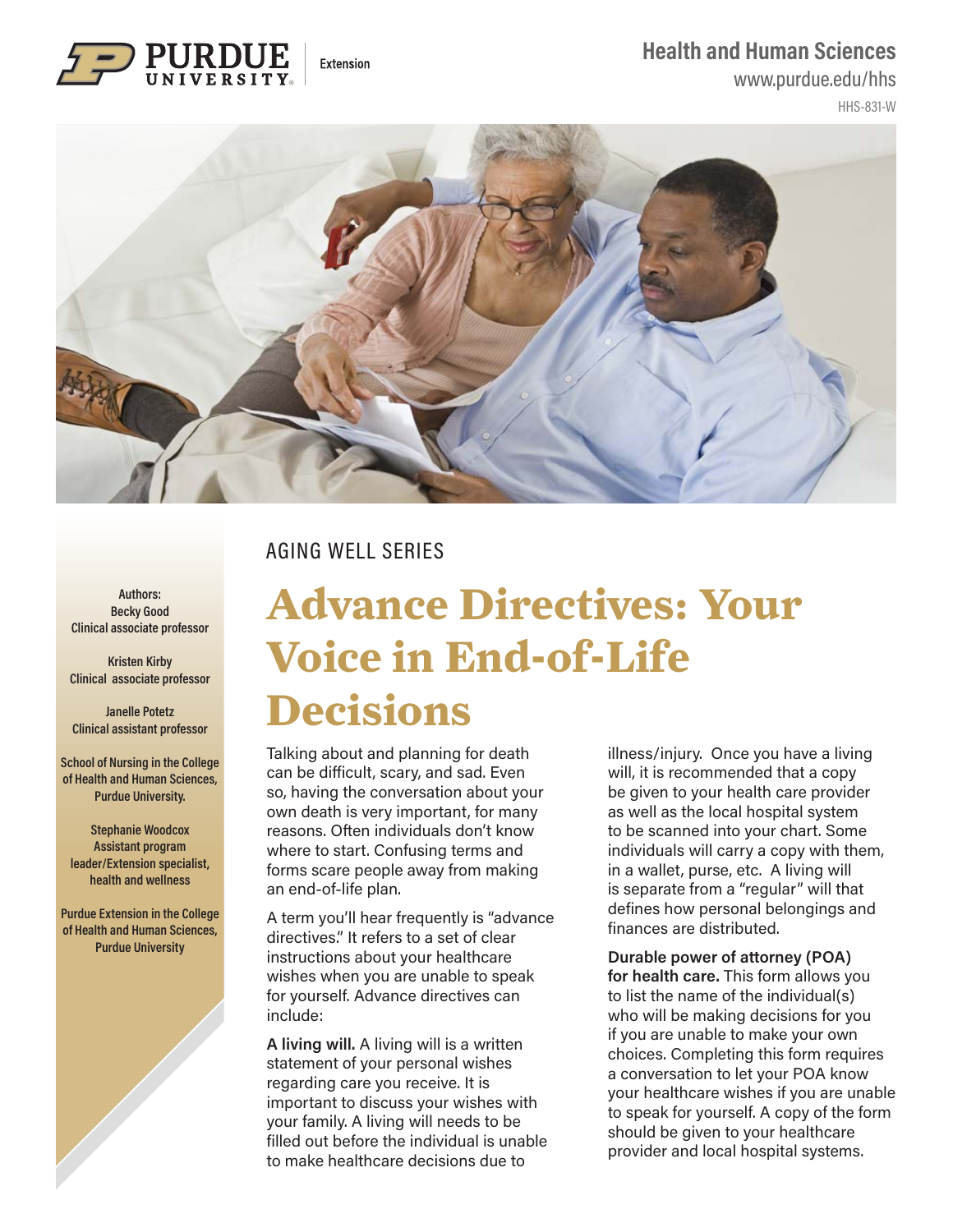Health and Human Sciences

www.purdue.edu/hhs

HHS-831-W

AGING WELL SERIES

# Advance Directives: Your Voice in End-of-Life Decisions

Authors:
Becky Good
Clinical associate professor

Kristen Kirby
Clinical associate professor

Janelle Potetz
Clinical assistant professor

School of Nursing in the College of Health and Human Sciences, Purdue University.

Stephanie Woodcox
Assistant program leader/Extension specialist, health and wellness

Purdue Extension in the College of Health and Human Sciences, Purdue University

Talking about and planning for death can be difficult, scary, and sad. Even so, having the conversation about your own death is very important, for many reasons. Often individuals don't know where to start. Confusing terms and forms scare people away from making an end-of-life plan.

A term you'll hear frequently is "advance directives." It refers to a set of clear instructions about your healthcare wishes when you are unable to speak for yourself. Advance directives can include:

**A living will.** A living will is a written statement of your personal wishes regarding care you receive. It is important to discuss your wishes with your family. A living will needs to be filled out before the individual is unable to make healthcare decisions due to illness/injury. Once you have a living will, it is recommended that a copy be given to your health care provider as well as the local hospital system to be scanned into your chart. Some individuals will carry a copy with them, in a wallet, purse, etc. A living will is separate from a "regular" will that defines how personal belongings and finances are distributed.

**Durable power of attorney (POA) for health care.** This form allows you to list the name of the individual(s) who will be making decisions for you if you are unable to make your own choices. Completing this form requires a conversation to let your POA know your healthcare wishes if you are unable to speak for yourself. A copy of the form should be given to your healthcare provider and local hospital systems.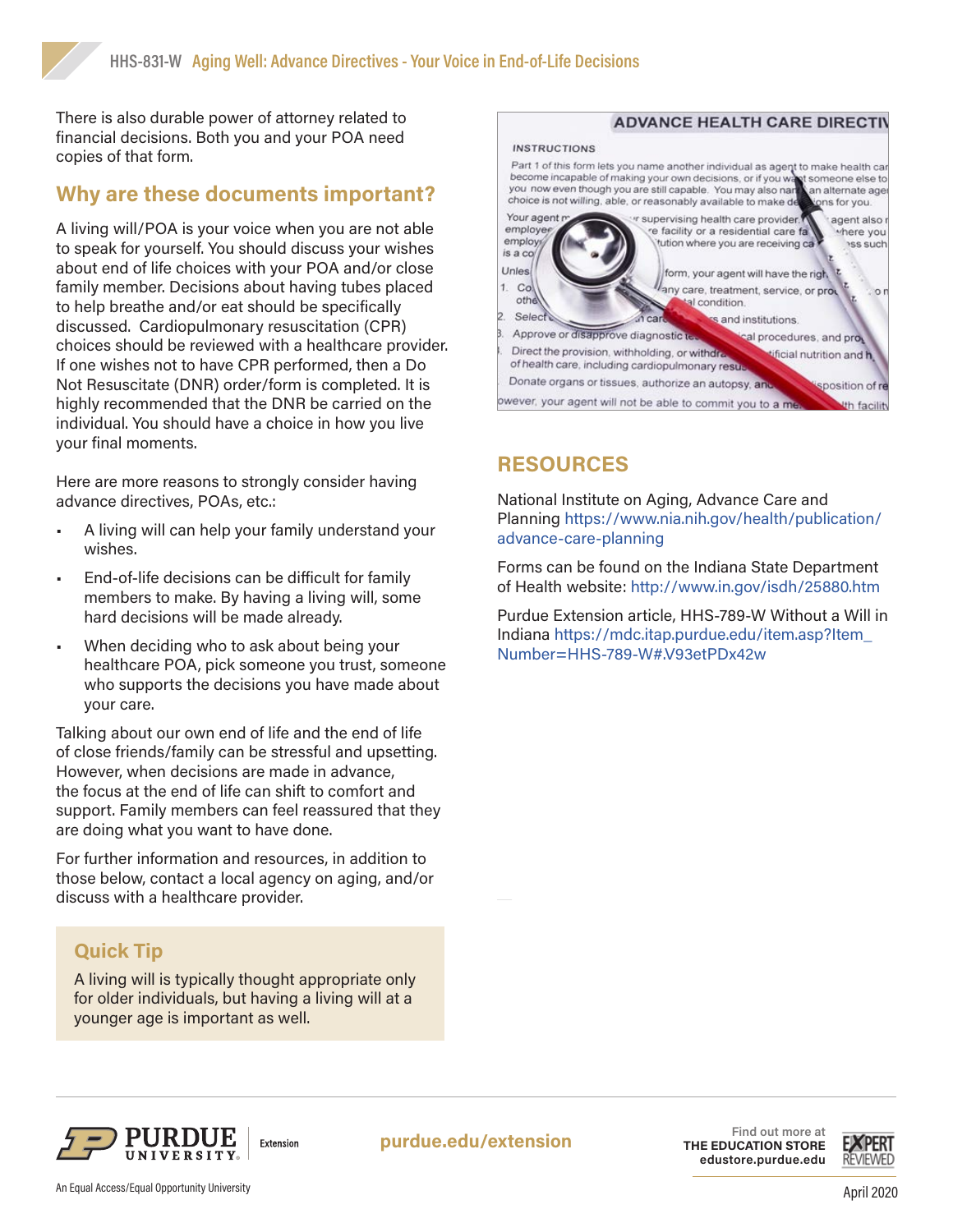There is also durable power of attorney related to financial decisions. Both you and your POA need copies of that form.

## Why are these documents important?

A living will/POA is your voice when you are not able to speak for yourself. You should discuss your wishes about end of life choices with your POA and/or close family member. Decisions about having tubes placed to help breathe and/or eat should be specifically discussed. Cardiopulmonary resuscitation (CPR) choices should be reviewed with a healthcare provider. If one wishes not to have CPR performed, then a Do Not Resuscitate (DNR) order/form is completed. It is highly recommended that the DNR be carried on the individual. You should have a choice in how you live your final moments.

Here are more reasons to strongly consider having advance directives, POAs, etc.:

- A living will can help your family understand your wishes.
- End-of-life decisions can be difficult for family members to make. By having a living will, some hard decisions will be made already.
- When deciding who to ask about being your healthcare POA, pick someone you trust, someone who supports the decisions you have made about your care.

Talking about our own end of life and the end of life of close friends/family can be stressful and upsetting. However, when decisions are made in advance, the focus at the end of life can shift to comfort and support. Family members can feel reassured that they are doing what you want to have done.

For further information and resources, in addition to those below, contact a local agency on aging, and/or discuss with a healthcare provider.

### Quick Tip

A living will is typically thought appropriate only for older individuals, but having a living will at a younger age is important as well.

## RESOURCES

National Institute on Aging, Advance Care and Planning https://www.nia.nih.gov/health/publication/advance-care-planning

Forms can be found on the Indiana State Department of Health website: http://www.in.gov/isdh/25880.htm

Purdue Extension article, HHS-789-W Without a Will in Indiana https://mdc.itap.purdue.edu/item.asp?Item_Number=HHS-789-W#.V93etPDx42w

purdue.edu/extension

Find out more at THE EDUCATION STORE edustore.purdue.edu

An Equal Access/Equal Opportunity University

April 2020